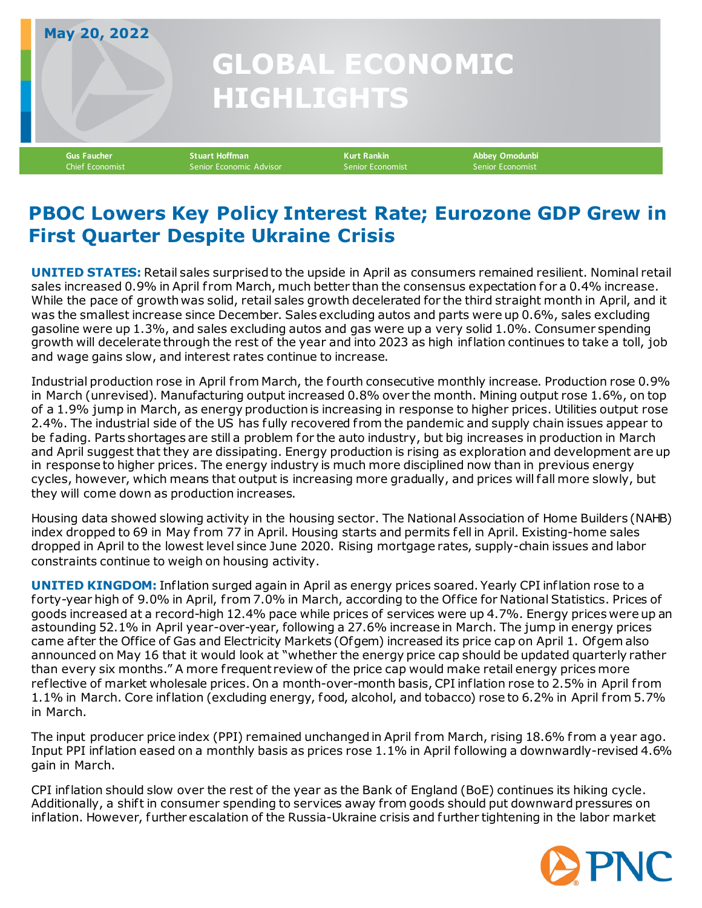May 20, 2022

# GLOBAL ECONOMIC HIGHLIGHTS

**Gus Faucher**
Chief Economist

**Stuart Hoffman**
Senior Economic Advisor

**Kurt Rankin**
Senior Economist

**Abbey Omodunbi**
Senior Economist

## PBOC Lowers Key Policy Interest Rate; Eurozone GDP Grew in First Quarter Despite Ukraine Crisis

**UNITED STATES:** Retail sales surprised to the upside in April as consumers remained resilient. Nominal retail sales increased 0.9% in April from March, much better than the consensus expectation for a 0.4% increase. While the pace of growth was solid, retail sales growth decelerated for the third straight month in April, and it was the smallest increase since December. Sales excluding autos and parts were up 0.6%, sales excluding gasoline were up 1.3%, and sales excluding autos and gas were up a very solid 1.0%. Consumer spending growth will decelerate through the rest of the year and into 2023 as high inflation continues to take a toll, job and wage gains slow, and interest rates continue to increase.

Industrial production rose in April from March, the fourth consecutive monthly increase. Production rose 0.9% in March (unrevised). Manufacturing output increased 0.8% over the month. Mining output rose 1.6%, on top of a 1.9% jump in March, as energy production is increasing in response to higher prices. Utilities output rose 2.4%. The industrial side of the US has fully recovered from the pandemic and supply chain issues appear to be fading. Parts shortages are still a problem for the auto industry, but big increases in production in March and April suggest that they are dissipating. Energy production is rising as exploration and development are up in response to higher prices. The energy industry is much more disciplined now than in previous energy cycles, however, which means that output is increasing more gradually, and prices will fall more slowly, but they will come down as production increases.

Housing data showed slowing activity in the housing sector. The National Association of Home Builders (NAHB) index dropped to 69 in May from 77 in April. Housing starts and permits fell in April. Existing-home sales dropped in April to the lowest level since June 2020. Rising mortgage rates, supply-chain issues and labor constraints continue to weigh on housing activity.

**UNITED KINGDOM:** Inflation surged again in April as energy prices soared. Yearly CPI inflation rose to a forty-year high of 9.0% in April, from 7.0% in March, according to the Office for National Statistics. Prices of goods increased at a record-high 12.4% pace while prices of services were up 4.7%. Energy prices were up an astounding 52.1% in April year-over-year, following a 27.6% increase in March. The jump in energy prices came after the Office of Gas and Electricity Markets (Ofgem) increased its price cap on April 1. Ofgem also announced on May 16 that it would look at "whether the energy price cap should be updated quarterly rather than every six months." A more frequent review of the price cap would make retail energy prices more reflective of market wholesale prices. On a month-over-month basis, CPI inflation rose to 2.5% in April from 1.1% in March. Core inflation (excluding energy, food, alcohol, and tobacco) rose to 6.2% in April from 5.7% in March.

The input producer price index (PPI) remained unchanged in April from March, rising 18.6% from a year ago. Input PPI inflation eased on a monthly basis as prices rose 1.1% in April following a downwardly-revised 4.6% gain in March.

CPI inflation should slow over the rest of the year as the Bank of England (BoE) continues its hiking cycle. Additionally, a shift in consumer spending to services away from goods should put downward pressures on inflation. However, further escalation of the Russia-Ukraine crisis and further tightening in the labor market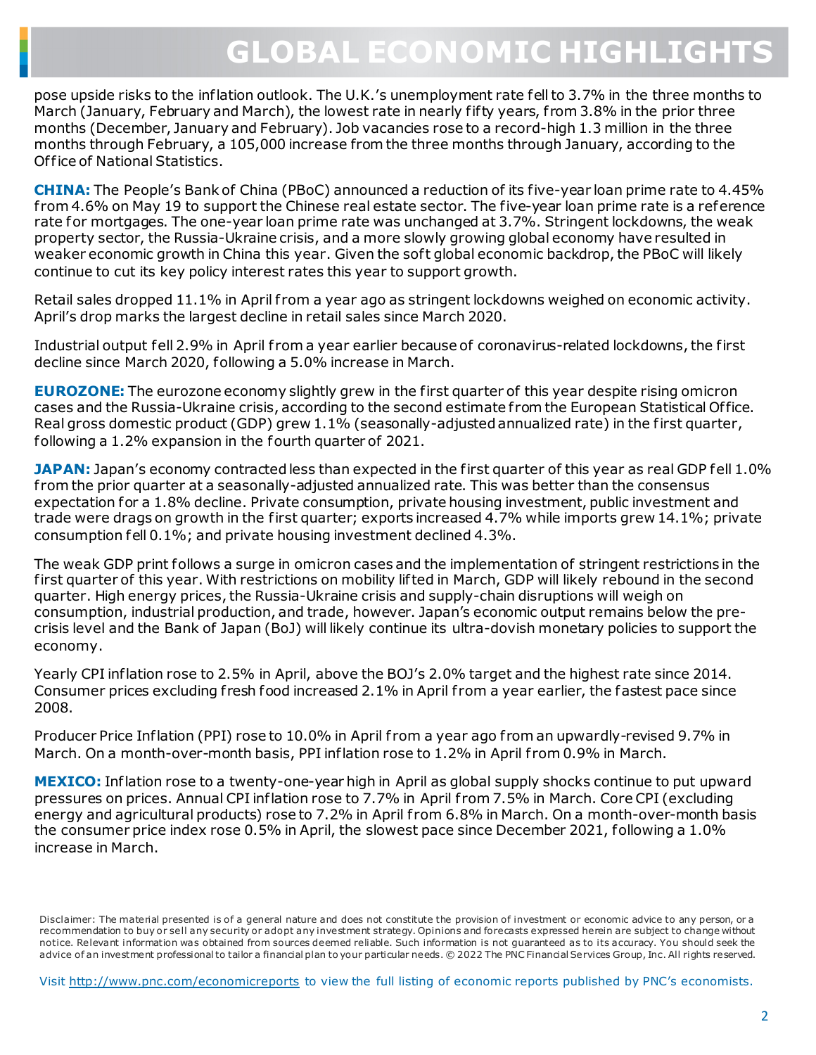pose upside risks to the inflation outlook. The U.K.'s unemployment rate fell to 3.7% in the three months to March (January, February and March), the lowest rate in nearly fifty years, from 3.8% in the prior three months (December, January and February). Job vacancies rose to a record-high 1.3 million in the three months through February, a 105,000 increase from the three months through January, according to the Office of National Statistics.

**CHINA:** The People's Bank of China (PBoC) announced a reduction of its five-year loan prime rate to 4.45% from 4.6% on May 19 to support the Chinese real estate sector. The five-year loan prime rate is a reference rate for mortgages. The one-year loan prime rate was unchanged at 3.7%. Stringent lockdowns, the weak property sector, the Russia-Ukraine crisis, and a more slowly growing global economy have resulted in weaker economic growth in China this year. Given the soft global economic backdrop, the PBoC will likely continue to cut its key policy interest rates this year to support growth.

Retail sales dropped 11.1% in April from a year ago as stringent lockdowns weighed on economic activity. April's drop marks the largest decline in retail sales since March 2020.

Industrial output fell 2.9% in April from a year earlier because of coronavirus-related lockdowns, the first decline since March 2020, following a 5.0% increase in March.

**EUROZONE:** The eurozone economy slightly grew in the first quarter of this year despite rising omicron cases and the Russia-Ukraine crisis, according to the second estimate from the European Statistical Office. Real gross domestic product (GDP) grew 1.1% (seasonally-adjusted annualized rate) in the first quarter, following a 1.2% expansion in the fourth quarter of 2021.

**JAPAN:** Japan's economy contracted less than expected in the first quarter of this year as real GDP fell 1.0% from the prior quarter at a seasonally-adjusted annualized rate. This was better than the consensus expectation for a 1.8% decline. Private consumption, private housing investment, public investment and trade were drags on growth in the first quarter; exports increased 4.7% while imports grew 14.1%; private consumption fell 0.1%; and private housing investment declined 4.3%.

The weak GDP print follows a surge in omicron cases and the implementation of stringent restrictions in the first quarter of this year. With restrictions on mobility lifted in March, GDP will likely rebound in the second quarter. High energy prices, the Russia-Ukraine crisis and supply-chain disruptions will weigh on consumption, industrial production, and trade, however. Japan's economic output remains below the pre-crisis level and the Bank of Japan (BoJ) will likely continue its ultra-dovish monetary policies to support the economy.

Yearly CPI inflation rose to 2.5% in April, above the BOJ's 2.0% target and the highest rate since 2014. Consumer prices excluding fresh food increased 2.1% in April from a year earlier, the fastest pace since 2008.

Producer Price Inflation (PPI) rose to 10.0% in April from a year ago from an upwardly-revised 9.7% in March. On a month-over-month basis, PPI inflation rose to 1.2% in April from 0.9% in March.

**MEXICO:** Inflation rose to a twenty-one-year high in April as global supply shocks continue to put upward pressures on prices. Annual CPI inflation rose to 7.7% in April from 7.5% in March. Core CPI (excluding energy and agricultural products) rose to 7.2% in April from 6.8% in March. On a month-over-month basis the consumer price index rose 0.5% in April, the slowest pace since December 2021, following a 1.0% increase in March.

Disclaimer: The material presented is of a general nature and does not constitute the provision of investment or economic advice to any person, or a recommendation to buy or sell any security or adopt any investment strategy. Opinions and forecasts expressed herein are subject to change without notice. Relevant information was obtained from sources deemed reliable. Such information is not guaranteed as to its accuracy. You should seek the advice of an investment professional to tailor a financial plan to your particular needs. © 2022 The PNC Financial Services Group, Inc. All rights reserved.

Visit http://www.pnc.com/economicreports to view the full listing of economic reports published by PNC's economists.